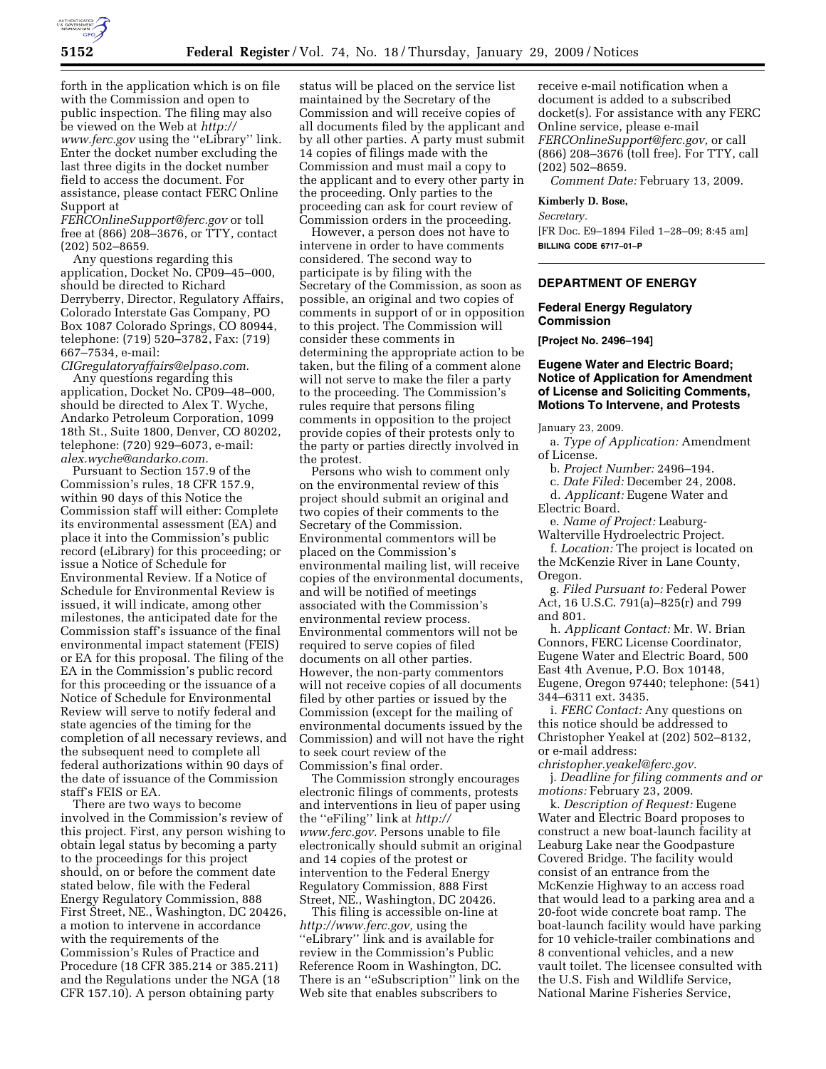forth in the application which is on file with the Commission and open to public inspection. The filing may also be viewed on the Web at *http://www.ferc.gov* using the ''eLibrary'' link. Enter the docket number excluding the last three digits in the docket number field to access the document. For assistance, please contact FERC Online Support at *FERCOnlineSupport@ferc.gov* or toll free at (866) 208–3676, or TTY, contact (202) 502–8659.

Any questions regarding this application, Docket No. CP09–45–000, should be directed to Richard Derryberry, Director, Regulatory Affairs, Colorado Interstate Gas Company, PO Box 1087 Colorado Springs, CO 80944, telephone: (719) 520–3782, Fax: (719) 667–7534, e-mail: *CIGregulatoryaffairs@elpaso.com.*

Any questions regarding this application, Docket No. CP09–48–000, should be directed to Alex T. Wyche, Andarko Petroleum Corporation, 1099 18th St., Suite 1800, Denver, CO 80202, telephone: (720) 929–6073, e-mail: *alex.wyche@andarko.com.*

Pursuant to Section 157.9 of the Commission's rules, 18 CFR 157.9, within 90 days of this Notice the Commission staff will either: Complete its environmental assessment (EA) and place it into the Commission's public record (eLibrary) for this proceeding; or issue a Notice of Schedule for Environmental Review. If a Notice of Schedule for Environmental Review is issued, it will indicate, among other milestones, the anticipated date for the Commission staff's issuance of the final environmental impact statement (FEIS) or EA for this proposal. The filing of the EA in the Commission's public record for this proceeding or the issuance of a Notice of Schedule for Environmental Review will serve to notify federal and state agencies of the timing for the completion of all necessary reviews, and the subsequent need to complete all federal authorizations within 90 days of the date of issuance of the Commission staff's FEIS or EA.

There are two ways to become involved in the Commission's review of this project. First, any person wishing to obtain legal status by becoming a party to the proceedings for this project should, on or before the comment date stated below, file with the Federal Energy Regulatory Commission, 888 First Street, NE., Washington, DC 20426, a motion to intervene in accordance with the requirements of the Commission's Rules of Practice and Procedure (18 CFR 385.214 or 385.211) and the Regulations under the NGA (18 CFR 157.10). A person obtaining party status will be placed on the service list maintained by the Secretary of the Commission and will receive copies of all documents filed by the applicant and by all other parties. A party must submit 14 copies of filings made with the Commission and must mail a copy to the applicant and to every other party in the proceeding. Only parties to the proceeding can ask for court review of Commission orders in the proceeding.

However, a person does not have to intervene in order to have comments considered. The second way to participate is by filing with the Secretary of the Commission, as soon as possible, an original and two copies of comments in support of or in opposition to this project. The Commission will consider these comments in determining the appropriate action to be taken, but the filing of a comment alone will not serve to make the filer a party to the proceeding. The Commission's rules require that persons filing comments in opposition to the project provide copies of their protests only to the party or parties directly involved in the protest.

Persons who wish to comment only on the environmental review of this project should submit an original and two copies of their comments to the Secretary of the Commission. Environmental commentors will be placed on the Commission's environmental mailing list, will receive copies of the environmental documents, and will be notified of meetings associated with the Commission's environmental review process. Environmental commentors will not be required to serve copies of filed documents on all other parties. However, the non-party commentors will not receive copies of all documents filed by other parties or issued by the Commission (except for the mailing of environmental documents issued by the Commission) and will not have the right to seek court review of the Commission's final order.

The Commission strongly encourages electronic filings of comments, protests and interventions in lieu of paper using the ''eFiling'' link at *http://www.ferc.gov.* Persons unable to file electronically should submit an original and 14 copies of the protest or intervention to the Federal Energy Regulatory Commission, 888 First Street, NE., Washington, DC 20426.

This filing is accessible on-line at *http://www.ferc.gov,* using the ''eLibrary'' link and is available for review in the Commission's Public Reference Room in Washington, DC. There is an ''eSubscription'' link on the Web site that enables subscribers to receive e-mail notification when a document is added to a subscribed docket(s). For assistance with any FERC Online service, please e-mail *FERCOnlineSupport@ferc.gov,* or call (866) 208–3676 (toll free). For TTY, call (202) 502–8659.

*Comment Date:* February 13, 2009.

**Kimberly D. Bose,**

*Secretary.*

[FR Doc. E9–1894 Filed 1–28–09; 8:45 am]

**BILLING CODE 6717–01–P**

---

## DEPARTMENT OF ENERGY

### Federal Energy Regulatory Commission

**[Project No. 2496–194]**

### Eugene Water and Electric Board; Notice of Application for Amendment of License and Soliciting Comments, Motions To Intervene, and Protests

January 23, 2009.

a. *Type of Application:* Amendment of License.

b. *Project Number:* 2496–194.

c. *Date Filed:* December 24, 2008.

d. *Applicant:* Eugene Water and Electric Board.

e. *Name of Project:* Leaburg-Walterville Hydroelectric Project.

f. *Location:* The project is located on the McKenzie River in Lane County, Oregon.

g. *Filed Pursuant to:* Federal Power Act, 16 U.S.C. 791(a)–825(r) and 799 and 801.

h. *Applicant Contact:* Mr. W. Brian Connors, FERC License Coordinator, Eugene Water and Electric Board, 500 East 4th Avenue, P.O. Box 10148, Eugene, Oregon 97440; telephone: (541) 344–6311 ext. 3435.

i. *FERC Contact:* Any questions on this notice should be addressed to Christopher Yeakel at (202) 502–8132, or e-mail address: *christopher.yeakel@ferc.gov.*

j. *Deadline for filing comments and or motions:* February 23, 2009.

k. *Description of Request:* Eugene Water and Electric Board proposes to construct a new boat-launch facility at Leaburg Lake near the Goodpasture Covered Bridge. The facility would consist of an entrance from the McKenzie Highway to an access road that would lead to a parking area and a 20-foot wide concrete boat ramp. The boat-launch facility would have parking for 10 vehicle-trailer combinations and 8 conventional vehicles, and a new vault toilet. The licensee consulted with the U.S. Fish and Wildlife Service, National Marine Fisheries Service,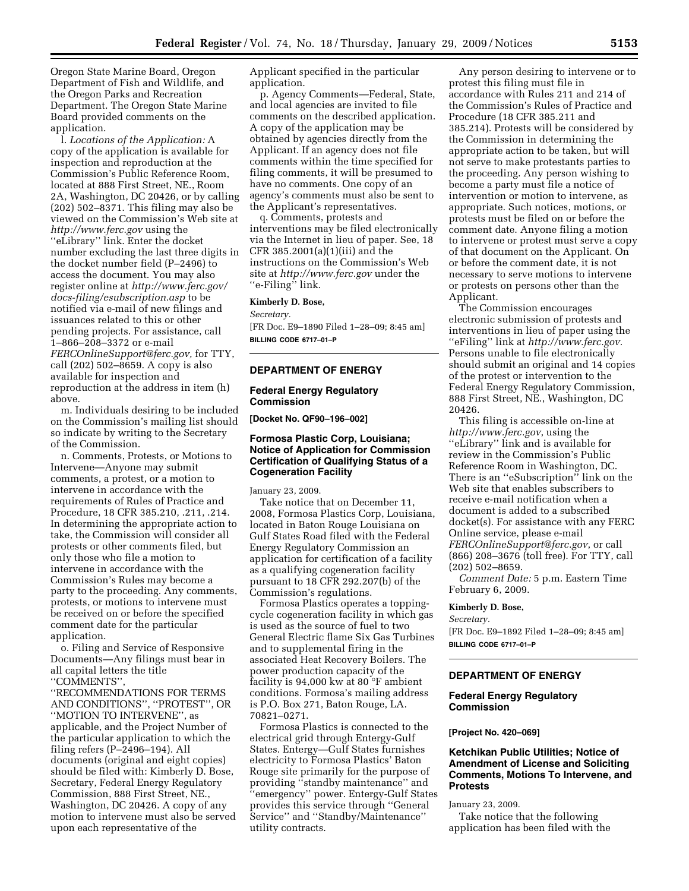Oregon State Marine Board, Oregon Department of Fish and Wildlife, and the Oregon Parks and Recreation Department. The Oregon State Marine Board provided comments on the application.

l. *Locations of the Application:* A copy of the application is available for inspection and reproduction at the Commission's Public Reference Room, located at 888 First Street, NE., Room 2A, Washington, DC 20426, or by calling (202) 502–8371. This filing may also be viewed on the Commission's Web site at *http://www.ferc.gov* using the ''eLibrary'' link. Enter the docket number excluding the last three digits in the docket number field (P–2496) to access the document. You may also register online at *http://www.ferc.gov/docs-filing/esubscription.asp* to be notified via e-mail of new filings and issuances related to this or other pending projects. For assistance, call 1–866–208–3372 or e-mail *FERCOnlineSupport@ferc.gov,* for TTY, call (202) 502–8659. A copy is also available for inspection and reproduction at the address in item (h) above.

m. Individuals desiring to be included on the Commission's mailing list should so indicate by writing to the Secretary of the Commission.

n. Comments, Protests, or Motions to Intervene—Anyone may submit comments, a protest, or a motion to intervene in accordance with the requirements of Rules of Practice and Procedure, 18 CFR 385.210, .211, .214. In determining the appropriate action to take, the Commission will consider all protests or other comments filed, but only those who file a motion to intervene in accordance with the Commission's Rules may become a party to the proceeding. Any comments, protests, or motions to intervene must be received on or before the specified comment date for the particular application.

o. Filing and Service of Responsive Documents—Any filings must bear in all capital letters the title ''COMMENTS'', ''RECOMMENDATIONS FOR TERMS AND CONDITIONS'', ''PROTEST'', OR ''MOTION TO INTERVENE'', as applicable, and the Project Number of the particular application to which the filing refers (P–2496–194). All documents (original and eight copies) should be filed with: Kimberly D. Bose, Secretary, Federal Energy Regulatory Commission, 888 First Street, NE., Washington, DC 20426. A copy of any motion to intervene must also be served upon each representative of the Applicant specified in the particular application.

p. Agency Comments—Federal, State, and local agencies are invited to file comments on the described application. A copy of the application may be obtained by agencies directly from the Applicant. If an agency does not file comments within the time specified for filing comments, it will be presumed to have no comments. One copy of an agency's comments must also be sent to the Applicant's representatives.

q. Comments, protests and interventions may be filed electronically via the Internet in lieu of paper. See, 18 CFR 385.2001(a)(1)(iii) and the instructions on the Commission's Web site at *http://www.ferc.gov* under the ''e-Filing'' link.

**Kimberly D. Bose,**

*Secretary.*

[FR Doc. E9–1890 Filed 1–28–09; 8:45 am]

**BILLING CODE 6717–01–P**

## DEPARTMENT OF ENERGY

### Federal Energy Regulatory Commission

**[Docket No. QF90–196–002]**

### Formosa Plastic Corp, Louisiana; Notice of Application for Commission Certification of Qualifying Status of a Cogeneration Facility

January 23, 2009.

Take notice that on December 11, 2008, Formosa Plastics Corp, Louisiana, located in Baton Rouge Louisiana on Gulf States Road filed with the Federal Energy Regulatory Commission an application for certification of a facility as a qualifying cogeneration facility pursuant to 18 CFR 292.207(b) of the Commission's regulations.

Formosa Plastics operates a topping-cycle cogeneration facility in which gas is used as the source of fuel to two General Electric flame Six Gas Turbines and to supplemental firing in the associated Heat Recovery Boilers. The power production capacity of the facility is 94,000 kw at 80 °F ambient conditions. Formosa's mailing address is P.O. Box 271, Baton Rouge, LA. 70821–0271.

Formosa Plastics is connected to the electrical grid through Entergy-Gulf States. Entergy—Gulf States furnishes electricity to Formosa Plastics' Baton Rouge site primarily for the purpose of providing ''standby maintenance'' and ''emergency'' power. Entergy-Gulf States provides this service through ''General Service'' and ''Standby/Maintenance'' utility contracts.

Any person desiring to intervene or to protest this filing must file in accordance with Rules 211 and 214 of the Commission's Rules of Practice and Procedure (18 CFR 385.211 and 385.214). Protests will be considered by the Commission in determining the appropriate action to be taken, but will not serve to make protestants parties to the proceeding. Any person wishing to become a party must file a notice of intervention or motion to intervene, as appropriate. Such notices, motions, or protests must be filed on or before the comment date. Anyone filing a motion to intervene or protest must serve a copy of that document on the Applicant. On or before the comment date, it is not necessary to serve motions to intervene or protests on persons other than the Applicant.

The Commission encourages electronic submission of protests and interventions in lieu of paper using the ''eFiling'' link at *http://www.ferc.gov.* Persons unable to file electronically should submit an original and 14 copies of the protest or intervention to the Federal Energy Regulatory Commission, 888 First Street, NE., Washington, DC 20426.

This filing is accessible on-line at *http://www.ferc.gov*, using the ''eLibrary'' link and is available for review in the Commission's Public Reference Room in Washington, DC. There is an ''eSubscription'' link on the Web site that enables subscribers to receive e-mail notification when a document is added to a subscribed docket(s). For assistance with any FERC Online service, please e-mail *FERCOnlineSupport@ferc.gov*, or call (866) 208–3676 (toll free). For TTY, call (202) 502–8659.

*Comment Date:* 5 p.m. Eastern Time February 6, 2009.

**Kimberly D. Bose,**

*Secretary.*

[FR Doc. E9–1892 Filed 1–28–09; 8:45 am]

**BILLING CODE 6717–01–P**

## DEPARTMENT OF ENERGY

### Federal Energy Regulatory Commission

**[Project No. 420–069]**

### Ketchikan Public Utilities; Notice of Amendment of License and Soliciting Comments, Motions To Intervene, and Protests

January 23, 2009.

Take notice that the following application has been filed with the